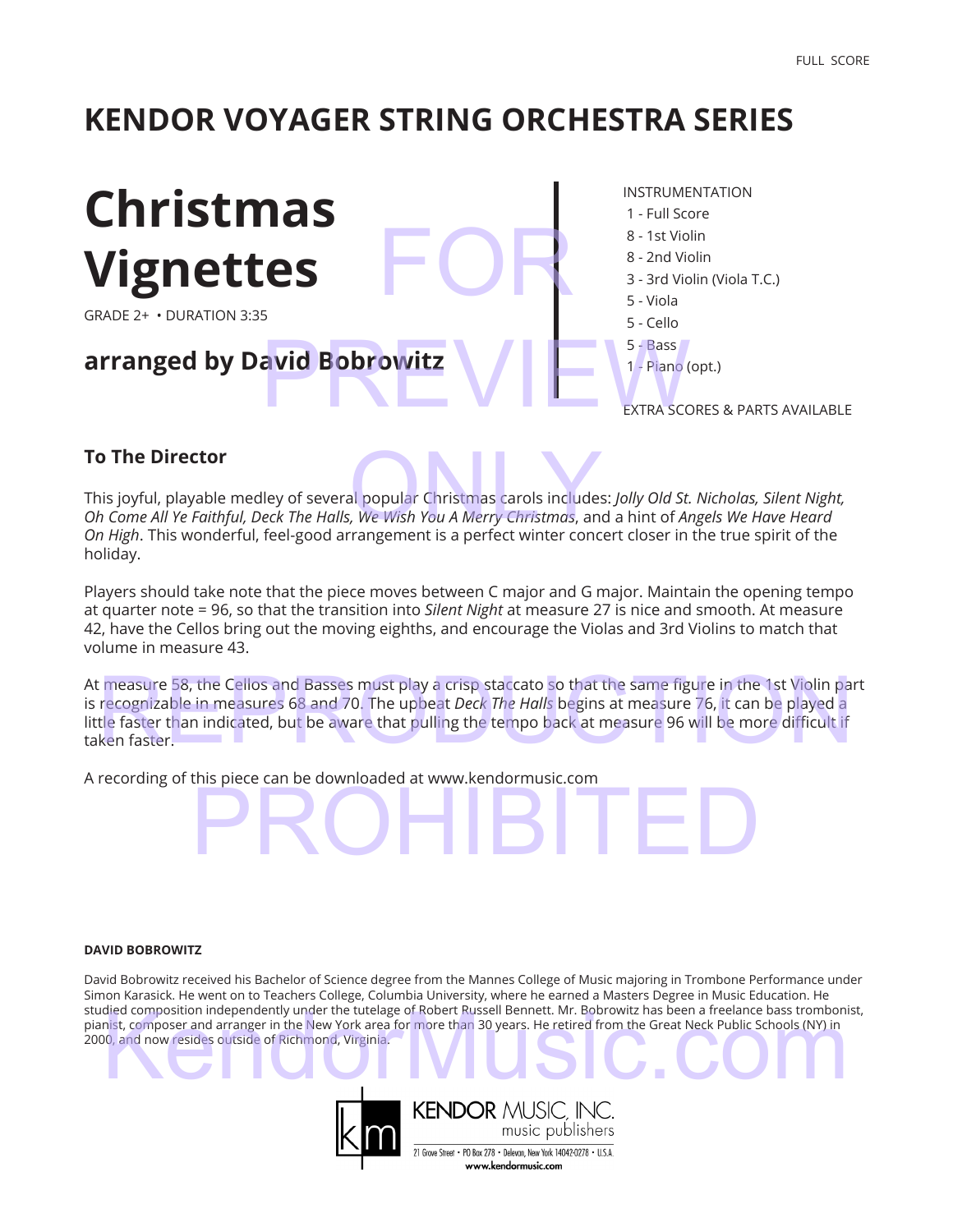FULL SCORE

# KENDOR VOYAGER STRING ORCHESTRA SERIES

# Christmas Vignettes

GRADE 2+ • DURATION 3:35

## arranged by David Bobrowitz

INSTRUMENTATION
- 1 - Full Score
- 8 - 1st Violin
- 8 - 2nd Violin
- 3 - 3rd Violin (Viola T.C.)
- 5 - Viola
- 5 - Cello
- 5 - Bass
- 1 - Piano (opt.)

EXTRA SCORES & PARTS AVAILABLE

### To The Director

This joyful, playable medley of several popular Christmas carols includes: *Jolly Old St. Nicholas, Silent Night, Oh Come All Ye Faithful, Deck The Halls, We Wish You A Merry Christmas*, and a hint of *Angels We Have Heard On High*. This wonderful, feel-good arrangement is a perfect winter concert closer in the true spirit of the holiday.

Players should take note that the piece moves between C major and G major. Maintain the opening tempo at quarter note = 96, so that the transition into *Silent Night* at measure 27 is nice and smooth. At measure 42, have the Cellos bring out the moving eighths, and encourage the Violas and 3rd Violins to match that volume in measure 43.

At measure 58, the Cellos and Basses must play a crisp staccato so that the same figure in the 1st Violin part is recognizable in measures 68 and 70. The upbeat *Deck The Halls* begins at measure 76, it can be played a little faster than indicated, but be aware that pulling the tempo back at measure 96 will be more difficult if taken faster.

A recording of this piece can be downloaded at www.kendormusic.com

FOR PREVIEW ONLY
REPRODUCTION PROHIBITED

**DAVID BOBROWITZ**

David Bobrowitz received his Bachelor of Science degree from the Mannes College of Music majoring in Trombone Performance under Simon Karasick. He went on to Teachers College, Columbia University, where he earned a Masters Degree in Music Education. He studied composition independently under the tutelage of Robert Russell Bennett. Mr. Bobrowitz has been a freelance bass trombonist, pianist, composer and arranger in the New York area for more than 30 years. He retired from the Great Neck Public Schools (NY) in 2000, and now resides outside of Richmond, Virginia.

KendorMusic.com

KENDOR MUSIC, INC.
music publishers
21 Grove Street • PO Box 278 • Delevan, New York 14042-0278 • U.S.A.
www.kendormusic.com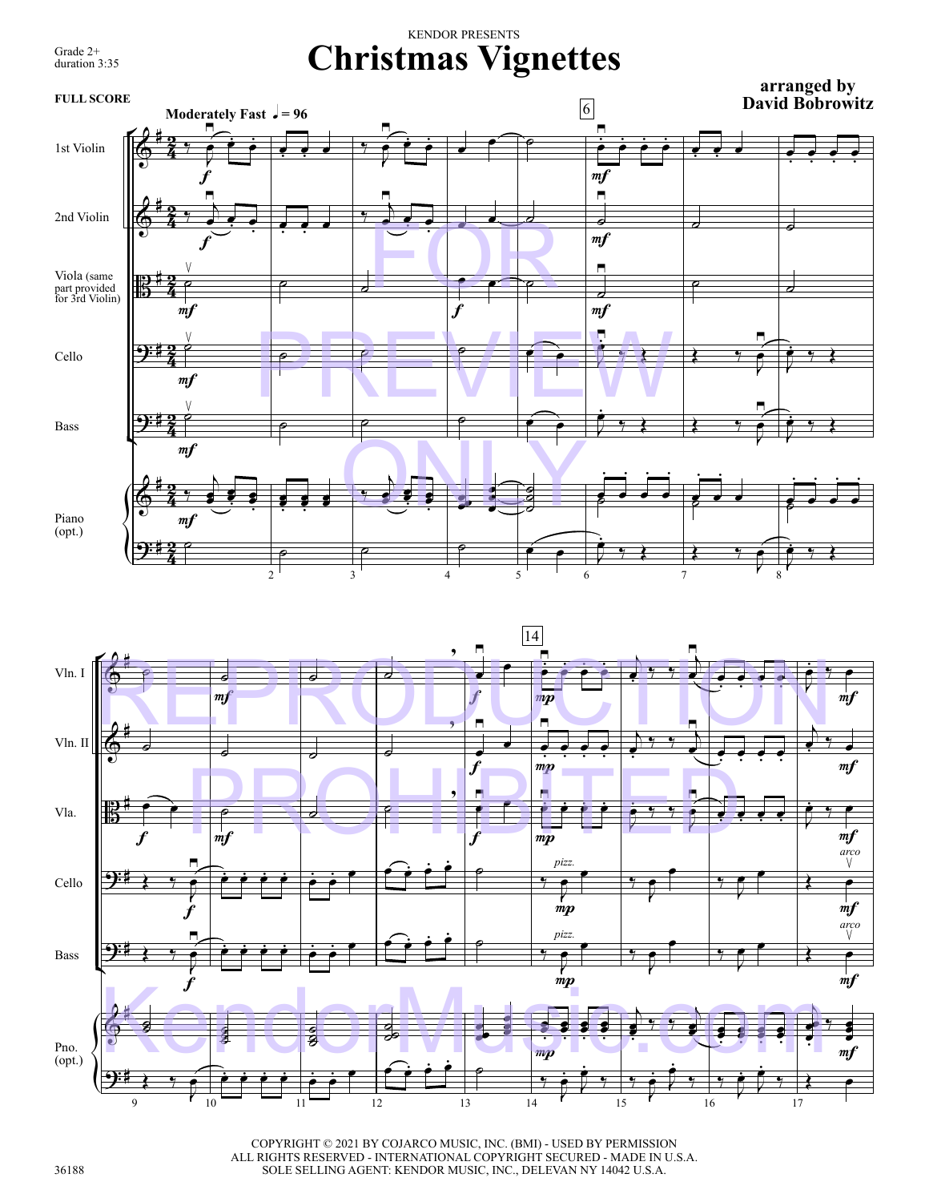Grade 2+
duration 3:35

KENDOR PRESENTS

# Christmas Vignettes

**arranged by**
**David Bobrowitz**

**FULL SCORE**

COPYRIGHT © 2021 BY COJARCO MUSIC, INC. (BMI) - USED BY PERMISSION
ALL RIGHTS RESERVED - INTERNATIONAL COPYRIGHT SECURED - MADE IN U.S.A.
SOLE SELLING AGENT: KENDOR MUSIC, INC., DELEVAN NY 14042 U.S.A.

36188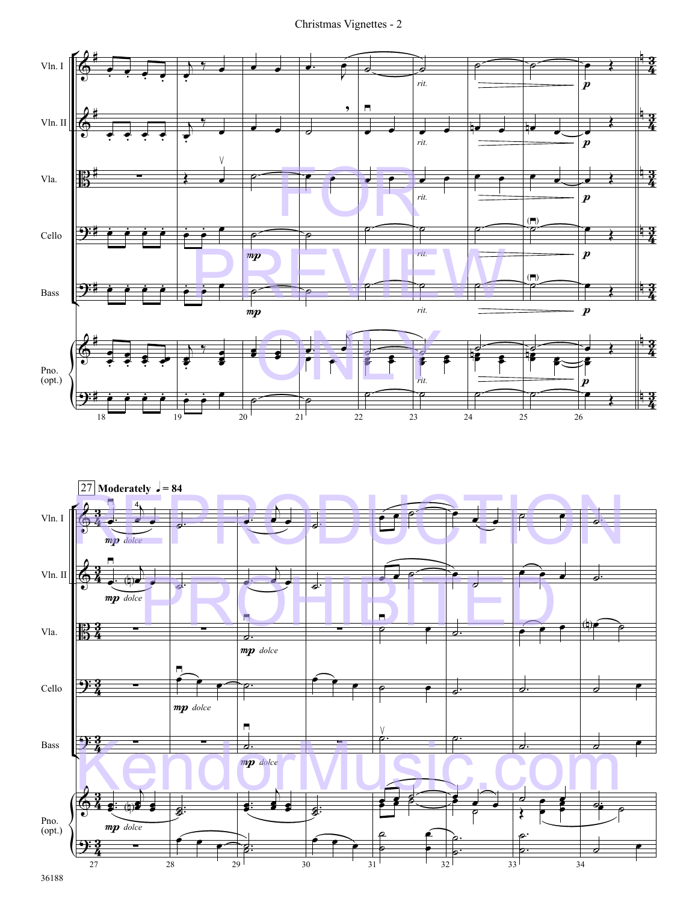**27** **Moderately** ♩ = 84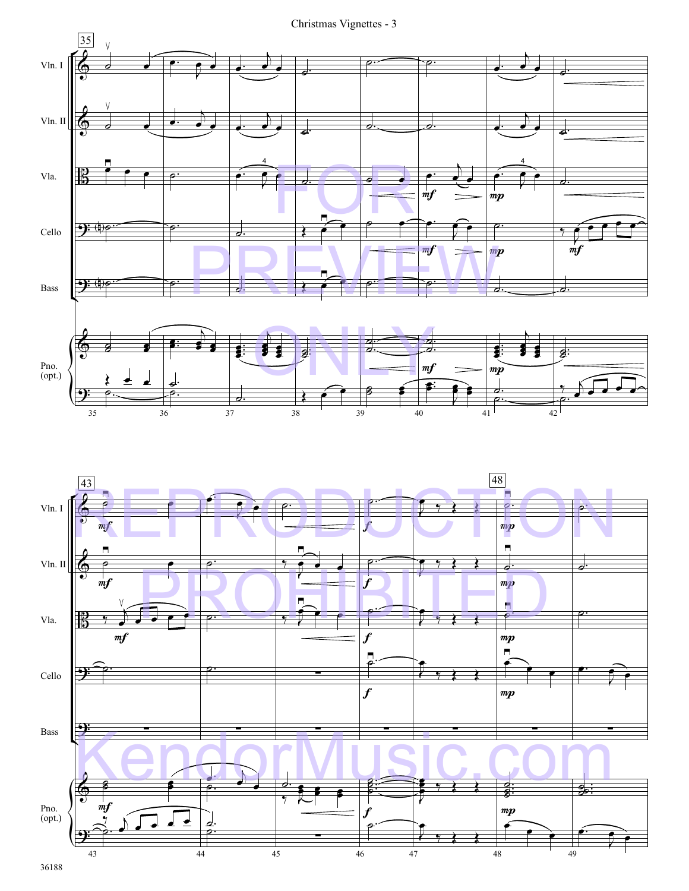FOR PREVIEW ONLY

REPRODUCTION PROHIBITED

KendorMusic.com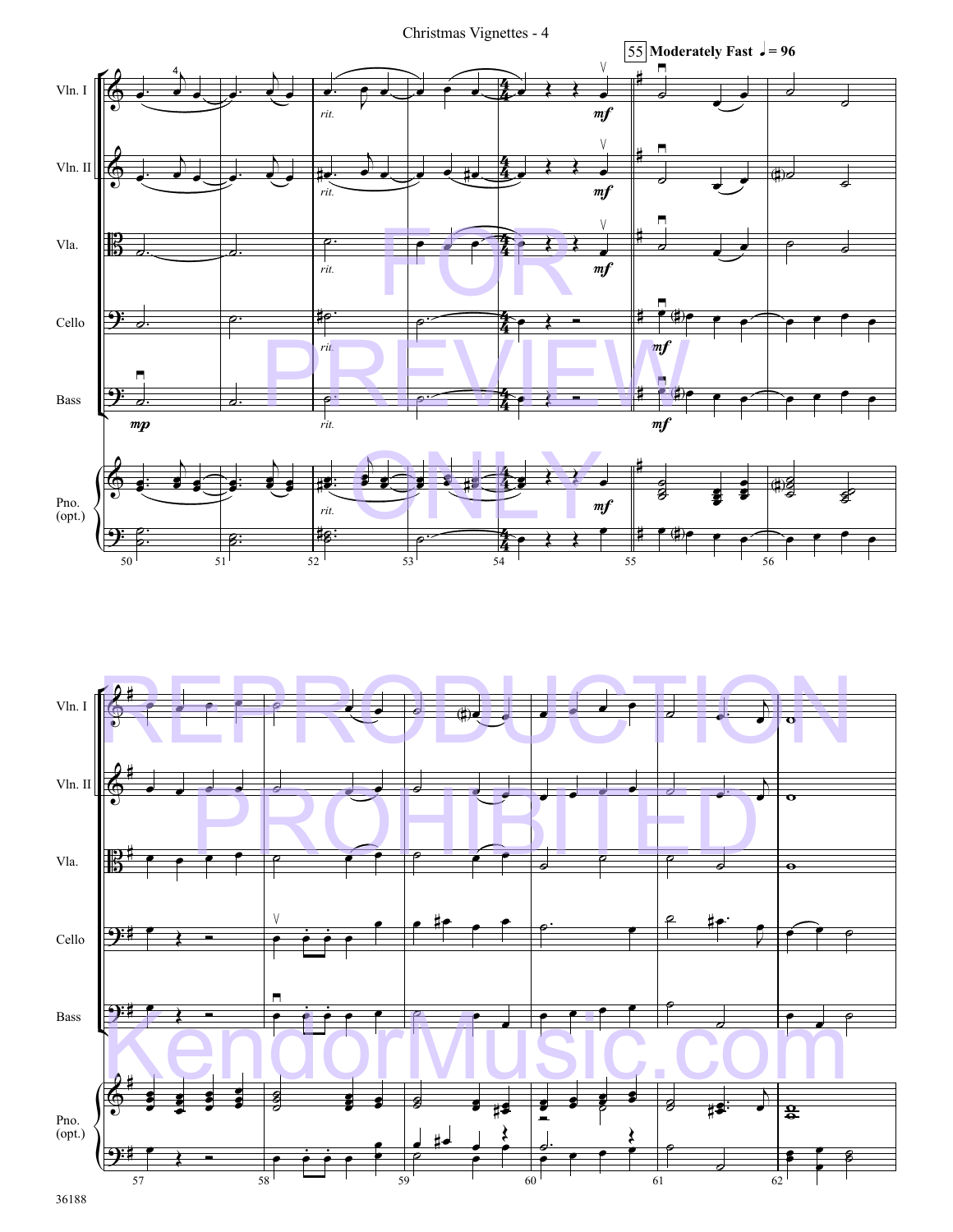55 **Moderately Fast** ♩ = 96

36188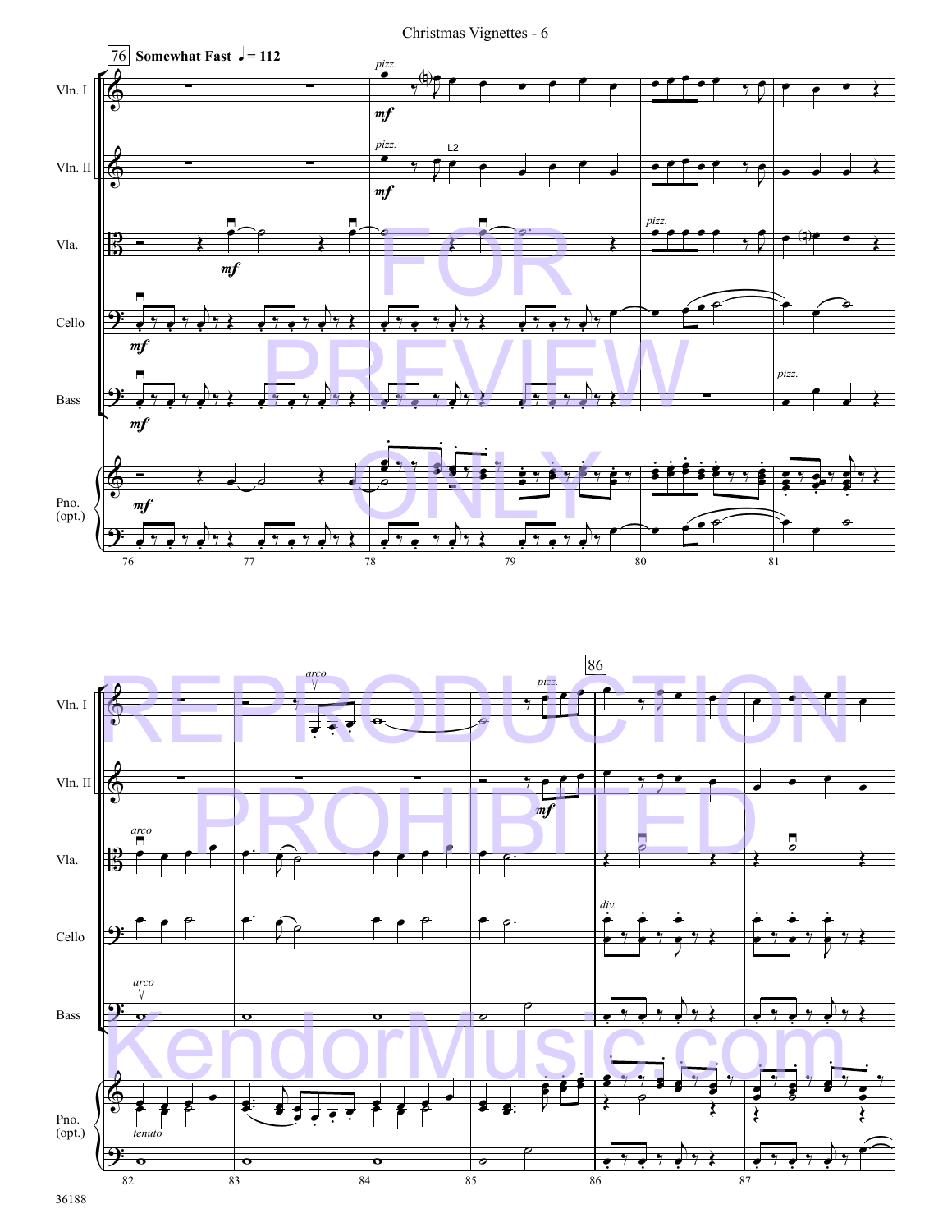76 **Somewhat Fast** ♩ = 112

Vln. I

Vln. II

Vla.

Cello

Bass

Pno. (opt.)

86

FOR PREVIEW ONLY

REPRODUCTION PROHIBITED

KendorMusic.com

36188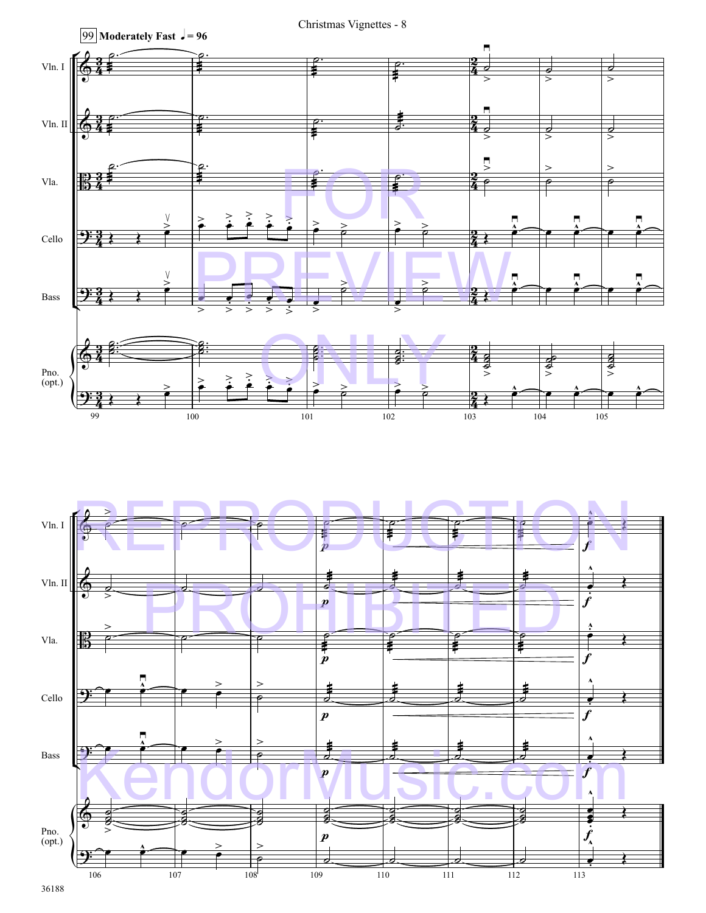99 **Moderately Fast** ♩ = 96

Vln. I

Vln. II

Vla.

Cello

Bass

Pno. (opt.)

FOR PREVIEW ONLY

REPRODUCTION PROHIBITED

KendorMusic.com

36188